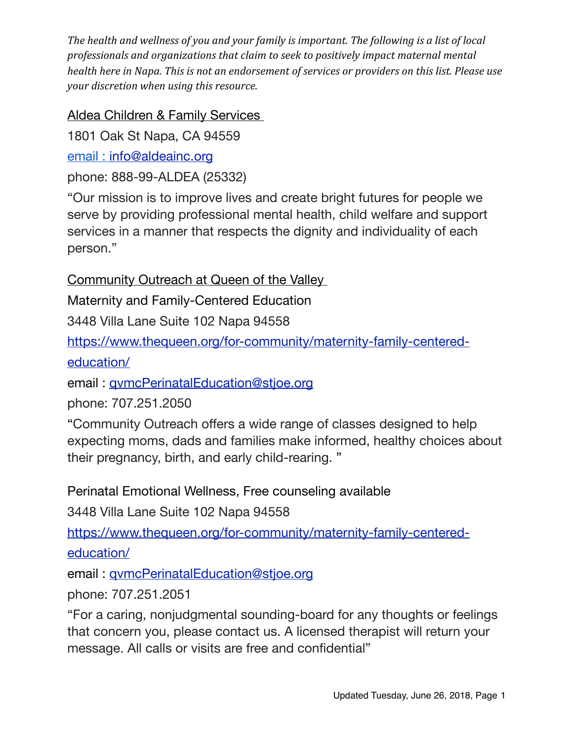*The health and wellness of you and your family is important. The following is a list of local professionals and organizations that claim to seek to positively impact maternal mental health here in Napa. This is not an endorsement of services or providers on this list. Please use your discretion when using this resource.*

Aldea Children & Family Services

1801 Oak St Napa, CA 94559

email : info@aldeainc.org

phone: 888-99-ALDEA (25332)

"Our mission is to improve lives and create bright futures for people we serve by providing professional mental health, child welfare and support services in a manner that respects the dignity and individuality of each person."

Community Outreach at Queen of the Valley

Maternity and Family-Centered Education

3448 Villa Lane Suite 102 Napa 94558

https://www.thequeen.org/for-community/maternity-family-centered-education/

email : qvmcPerinatalEducation@stjoe.org

phone: 707.251.2050

"Community Outreach offers a wide range of classes designed to help expecting moms, dads and families make informed, healthy choices about their pregnancy, birth, and early child-rearing. "

Perinatal Emotional Wellness, Free counseling available

3448 Villa Lane Suite 102 Napa 94558

https://www.thequeen.org/for-community/maternity-family-centered-education/

email : qvmcPerinatalEducation@stjoe.org

phone: 707.251.2051

"For a caring, nonjudgmental sounding-board for any thoughts or feelings that concern you, please contact us. A licensed therapist will return your message. All calls or visits are free and confidential"

Updated Tuesday, June 26, 2018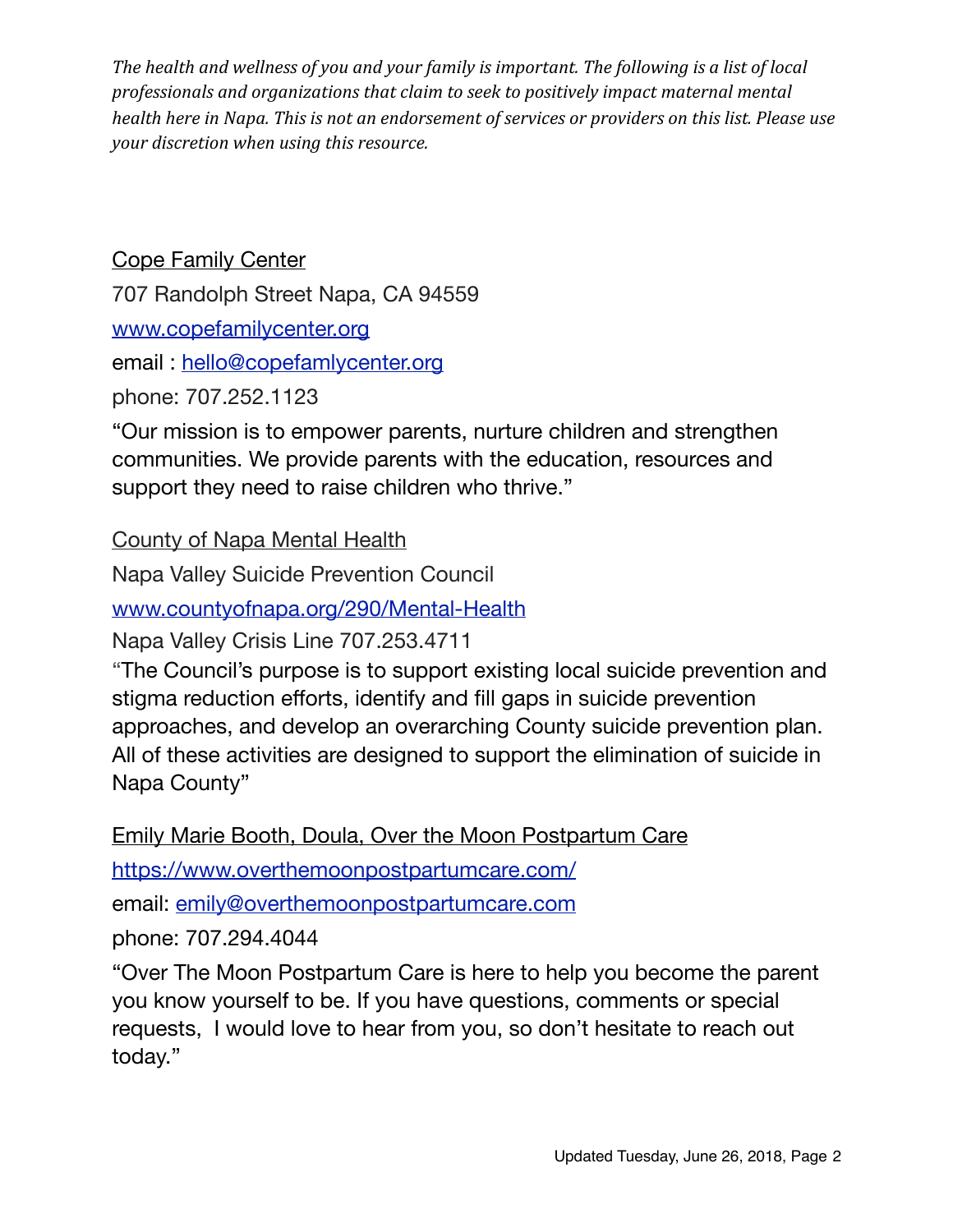*The health and wellness of you and your family is important. The following is a list of local professionals and organizations that claim to seek to positively impact maternal mental health here in Napa. This is not an endorsement of services or providers on this list. Please use your discretion when using this resource.*

<u>Cope Family Center</u>

707 Randolph Street Napa, CA 94559

[www.copefamilycenter.org](http://www.copefamilycenter.org)

email : [hello@copefamlycenter.org](mailto:hello@copefamlycenter.org)

phone: 707.252.1123

"Our mission is to empower parents, nurture children and strengthen communities. We provide parents with the education, resources and support they need to raise children who thrive."

<u>County of Napa Mental Health</u>

Napa Valley Suicide Prevention Council

[www.countyofnapa.org/290/Mental-Health](http://www.countyofnapa.org/290/Mental-Health)

Napa Valley Crisis Line 707.253.4711

"The Council's purpose is to support existing local suicide prevention and stigma reduction efforts, identify and fill gaps in suicide prevention approaches, and develop an overarching County suicide prevention plan. All of these activities are designed to support the elimination of suicide in Napa County"

<u>Emily Marie Booth, Doula, Over the Moon Postpartum Care</u>

[https://www.overthemoonpostpartumcare.com/](https://www.overthemoonpostpartumcare.com/)

email: [emily@overthemoonpostpartumcare.com](mailto:emily@overthemoonpostpartumcare.com)

phone: 707.294.4044

"Over The Moon Postpartum Care is here to help you become the parent you know yourself to be. If you have questions, comments or special requests, I would love to hear from you, so don't hesitate to reach out today."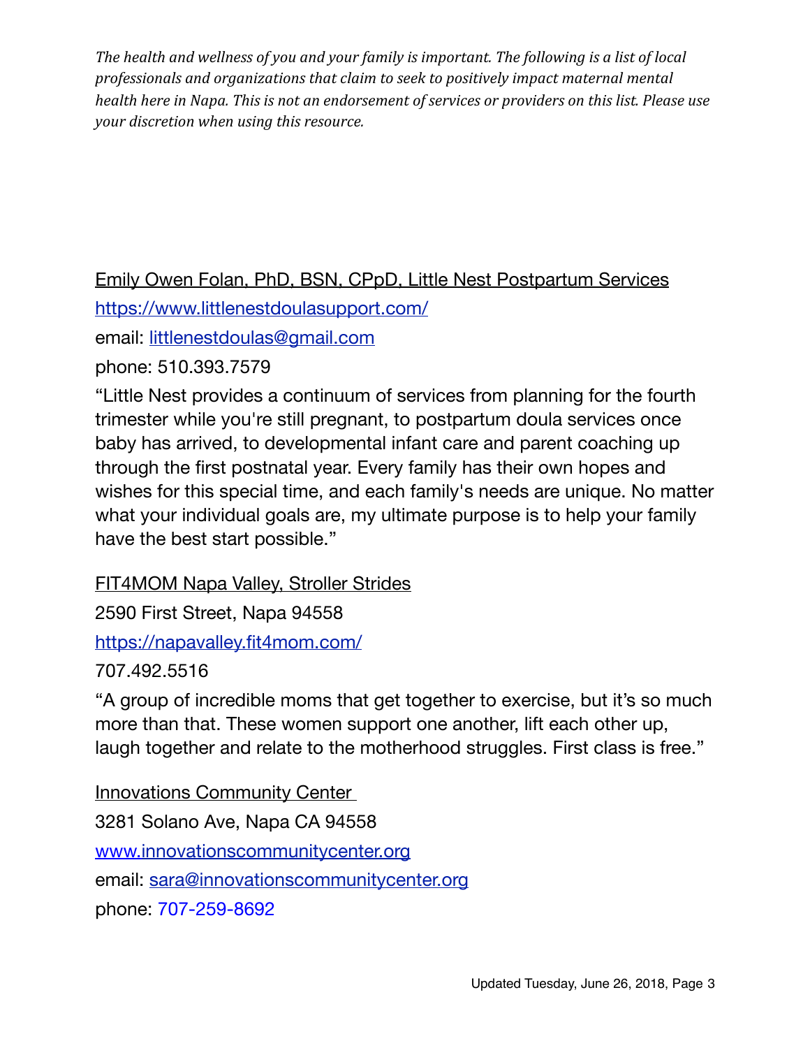*The health and wellness of you and your family is important. The following is a list of local professionals and organizations that claim to seek to positively impact maternal mental health here in Napa. This is not an endorsement of services or providers on this list. Please use your discretion when using this resource.*

Emily Owen Folan, PhD, BSN, CPpD, Little Nest Postpartum Services

https://www.littlenestdoulasupport.com/

email: littlenestdoulas@gmail.com

phone: 510.393.7579

"Little Nest provides a continuum of services from planning for the fourth trimester while you're still pregnant, to postpartum doula services once baby has arrived, to developmental infant care and parent coaching up through the first postnatal year. Every family has their own hopes and wishes for this special time, and each family's needs are unique. No matter what your individual goals are, my ultimate purpose is to help your family have the best start possible."

FIT4MOM Napa Valley, Stroller Strides

2590 First Street, Napa 94558

https://napavalley.fit4mom.com/

707.492.5516

"A group of incredible moms that get together to exercise, but it's so much more than that. These women support one another, lift each other up, laugh together and relate to the motherhood struggles. First class is free."

Innovations Community Center

3281 Solano Ave, Napa CA 94558

www.innovationscommunitycenter.org

email: sara@innovationscommunitycenter.org

phone: 707-259-8692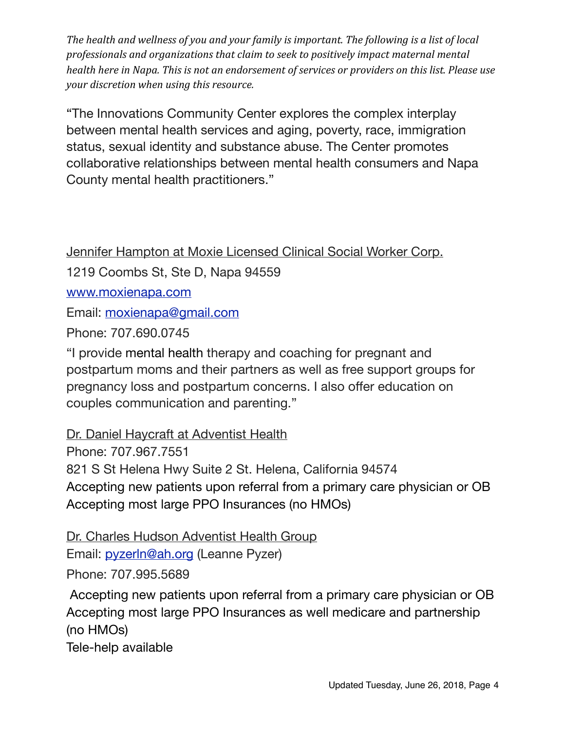*The health and wellness of you and your family is important. The following is a list of local professionals and organizations that claim to seek to positively impact maternal mental health here in Napa. This is not an endorsement of services or providers on this list. Please use your discretion when using this resource.*

"The Innovations Community Center explores the complex interplay between mental health services and aging, poverty, race, immigration status, sexual identity and substance abuse. The Center promotes collaborative relationships between mental health consumers and Napa County mental health practitioners."

Jennifer Hampton at Moxie Licensed Clinical Social Worker Corp.

1219 Coombs St, Ste D, Napa 94559

www.moxienapa.com

Email: moxienapa@gmail.com

Phone: 707.690.0745

"I provide mental health therapy and coaching for pregnant and postpartum moms and their partners as well as free support groups for pregnancy loss and postpartum concerns. I also offer education on couples communication and parenting."

Dr. Daniel Haycraft at Adventist Health
Phone: 707.967.7551
821 S St Helena Hwy Suite 2 St. Helena, California 94574
Accepting new patients upon referral from a primary care physician or OB
Accepting most large PPO Insurances (no HMOs)

Dr. Charles Hudson Adventist Health Group
Email: pyzerln@ah.org (Leanne Pyzer)
Phone: 707.995.5689

Accepting new patients upon referral from a primary care physician or OB
Accepting most large PPO Insurances as well medicare and partnership (no HMOs)
Tele-help available

Updated Tuesday, June 26, 2018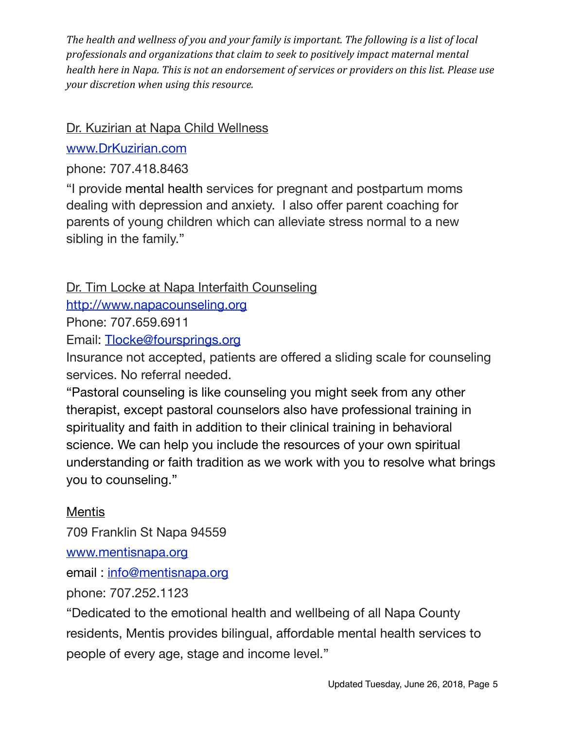*The health and wellness of you and your family is important. The following is a list of local professionals and organizations that claim to seek to positively impact maternal mental health here in Napa. This is not an endorsement of services or providers on this list. Please use your discretion when using this resource.*

Dr. Kuzirian at Napa Child Wellness

[www.DrKuzirian.com](http://www.DrKuzirian.com)

phone: 707.418.8463

"I provide mental health services for pregnant and postpartum moms dealing with depression and anxiety. I also offer parent coaching for parents of young children which can alleviate stress normal to a new sibling in the family."

Dr. Tim Locke at Napa Interfaith Counseling

[http://www.napacounseling.org](http://www.napacounseling.org)

Phone: 707.659.6911

Email: [Tlocke@foursprings.org](mailto:Tlocke@foursprings.org)

Insurance not accepted, patients are offered a sliding scale for counseling services. No referral needed.

"Pastoral counseling is like counseling you might seek from any other therapist, except pastoral counselors also have professional training in spirituality and faith in addition to their clinical training in behavioral science. We can help you include the resources of your own spiritual understanding or faith tradition as we work with you to resolve what brings you to counseling."

Mentis

709 Franklin St Napa 94559

[www.mentisnapa.org](http://www.mentisnapa.org)

email : [info@mentisnapa.org](mailto:info@mentisnapa.org)

phone: 707.252.1123

"Dedicated to the emotional health and wellbeing of all Napa County residents, Mentis provides bilingual, affordable mental health services to people of every age, stage and income level."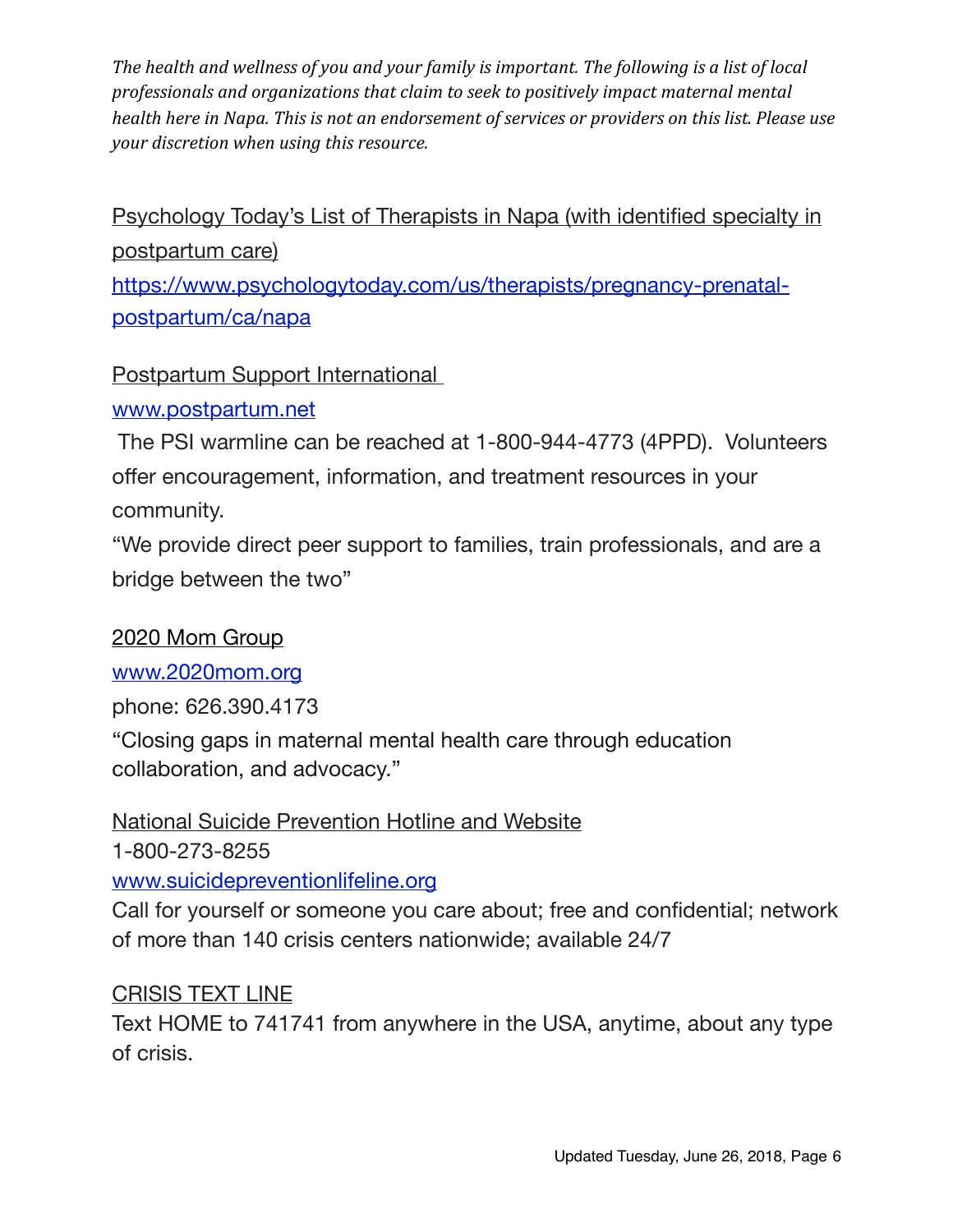*The health and wellness of you and your family is important. The following is a list of local professionals and organizations that claim to seek to positively impact maternal mental health here in Napa. This is not an endorsement of services or providers on this list. Please use your discretion when using this resource.*

Psychology Today's List of Therapists in Napa (with identified specialty in postpartum care)
https://www.psychologytoday.com/us/therapists/pregnancy-prenatal-postpartum/ca/napa

Postpartum Support International
www.postpartum.net
The PSI warmline can be reached at 1-800-944-4773 (4PPD). Volunteers offer encouragement, information, and treatment resources in your community.
"We provide direct peer support to families, train professionals, and are a bridge between the two"

2020 Mom Group
www.2020mom.org
phone: 626.390.4173
"Closing gaps in maternal mental health care through education collaboration, and advocacy."

National Suicide Prevention Hotline and Website
1-800-273-8255
www.suicidepreventionlifeline.org
Call for yourself or someone you care about; free and confidential; network of more than 140 crisis centers nationwide; available 24/7

CRISIS TEXT LINE
Text HOME to 741741 from anywhere in the USA, anytime, about any type of crisis.

Updated Tuesday, June 26, 2018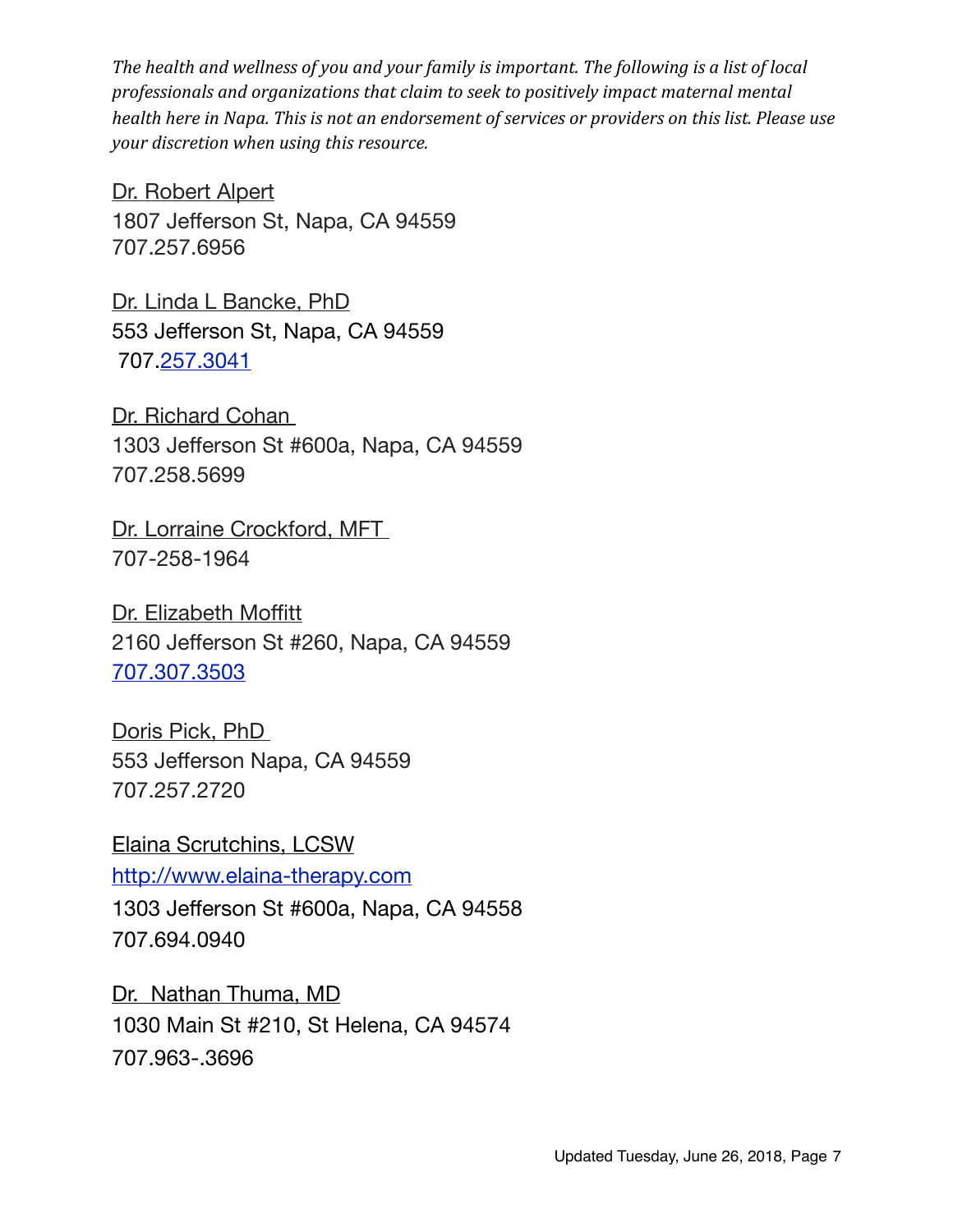*The health and wellness of you and your family is important. The following is a list of local professionals and organizations that claim to seek to positively impact maternal mental health here in Napa. This is not an endorsement of services or providers on this list. Please use your discretion when using this resource.*

Dr. Robert Alpert
1807 Jefferson St, Napa, CA 94559
707.257.6956

Dr. Linda L Bancke, PhD
553 Jefferson St, Napa, CA 94559
707.257.3041

Dr. Richard Cohan
1303 Jefferson St #600a, Napa, CA 94559
707.258.5699

Dr. Lorraine Crockford, MFT
707-258-1964

Dr. Elizabeth Moffitt
2160 Jefferson St #260, Napa, CA 94559
707.307.3503

Doris Pick, PhD
553 Jefferson Napa, CA 94559
707.257.2720

Elaina Scrutchins, LCSW
http://www.elaina-therapy.com
1303 Jefferson St #600a, Napa, CA 94558
707.694.0940

Dr.  Nathan Thuma, MD
1030 Main St #210, St Helena, CA 94574
707.963-.3696

Updated Tuesday, June 26, 2018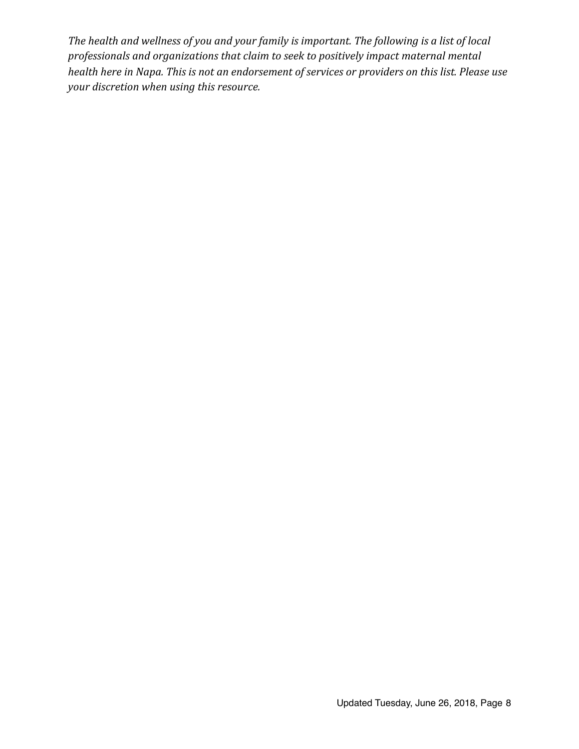*The health and wellness of you and your family is important. The following is a list of local professionals and organizations that claim to seek to positively impact maternal mental health here in Napa. This is not an endorsement of services or providers on this list. Please use your discretion when using this resource.*